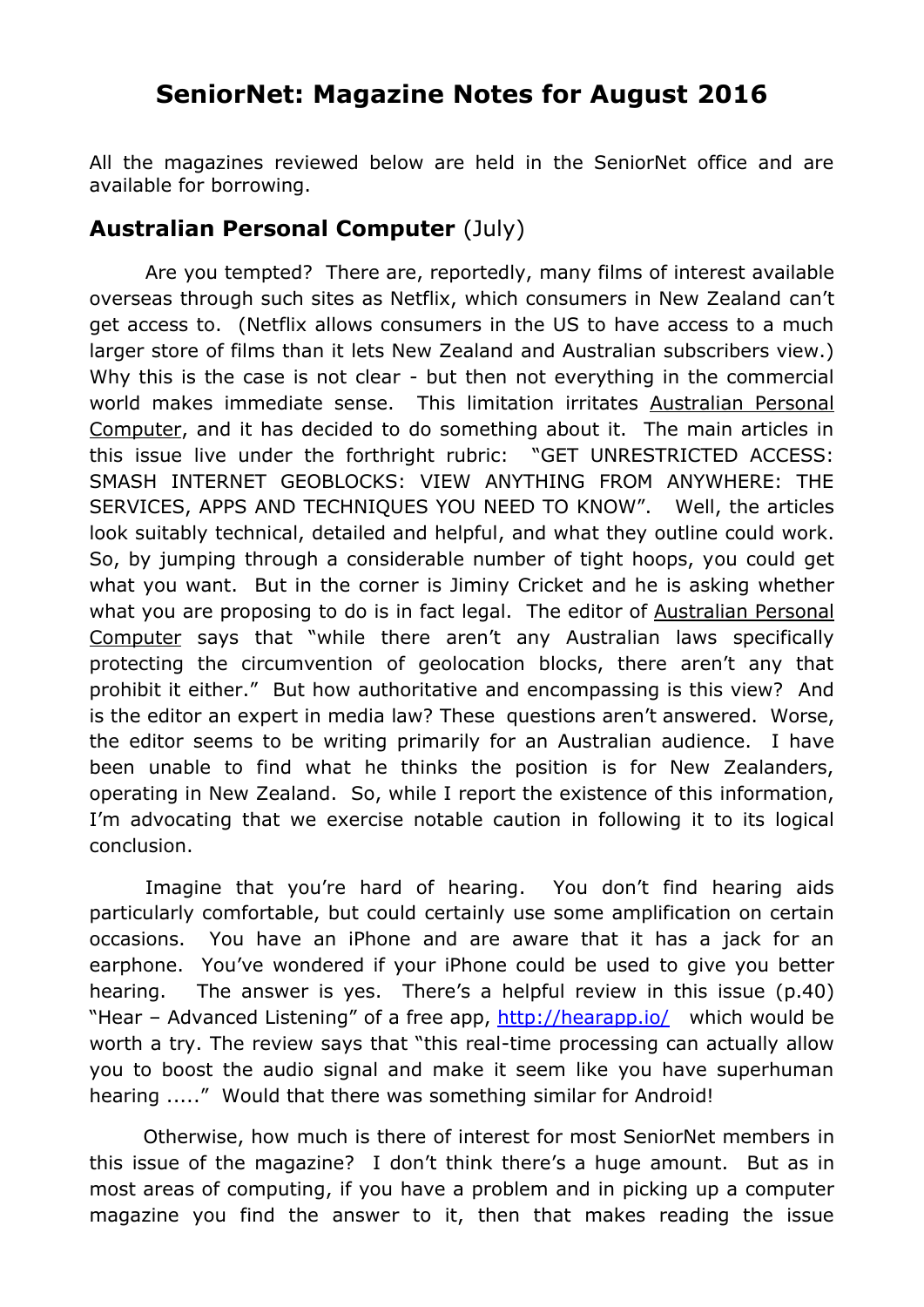# SeniorNet: Magazine Notes for August 2016

All the magazines reviewed below are held in the SeniorNet office and are available for borrowing.

## Australian Personal Computer (July)

Are you tempted? There are, reportedly, many films of interest available overseas through such sites as Netflix, which consumers in New Zealand can't get access to. (Netflix allows consumers in the US to have access to a much larger store of films than it lets New Zealand and Australian subscribers view.) Why this is the case is not clear - but then not everything in the commercial world makes immediate sense. This limitation irritates Australian Personal Computer, and it has decided to do something about it. The main articles in this issue live under the forthright rubric: "GET UNRESTRICTED ACCESS: SMASH INTERNET GEOBLOCKS: VIEW ANYTHING FROM ANYWHERE: THE SERVICES, APPS AND TECHNIQUES YOU NEED TO KNOW". Well, the articles look suitably technical, detailed and helpful, and what they outline could work. So, by jumping through a considerable number of tight hoops, you could get what you want. But in the corner is Jiminy Cricket and he is asking whether what you are proposing to do is in fact legal. The editor of Australian Personal Computer says that "while there aren't any Australian laws specifically protecting the circumvention of geolocation blocks, there aren't any that prohibit it either." But how authoritative and encompassing is this view? And is the editor an expert in media law? These questions aren't answered. Worse, the editor seems to be writing primarily for an Australian audience. I have been unable to find what he thinks the position is for New Zealanders, operating in New Zealand. So, while I report the existence of this information, I'm advocating that we exercise notable caution in following it to its logical conclusion.

Imagine that you're hard of hearing. You don't find hearing aids particularly comfortable, but could certainly use some amplification on certain occasions. You have an iPhone and are aware that it has a jack for an earphone. You've wondered if your iPhone could be used to give you better hearing. The answer is yes. There's a helpful review in this issue (p.40) "Hear – Advanced Listening" of a free app, [http://hearapp.io/](http://hearapp.io/) which would be worth a try. The review says that "this real-time processing can actually allow you to boost the audio signal and make it seem like you have superhuman hearing ....." Would that there was something similar for Android!

Otherwise, how much is there of interest for most SeniorNet members in this issue of the magazine? I don't think there's a huge amount. But as in most areas of computing, if you have a problem and in picking up a computer magazine you find the answer to it, then that makes reading the issue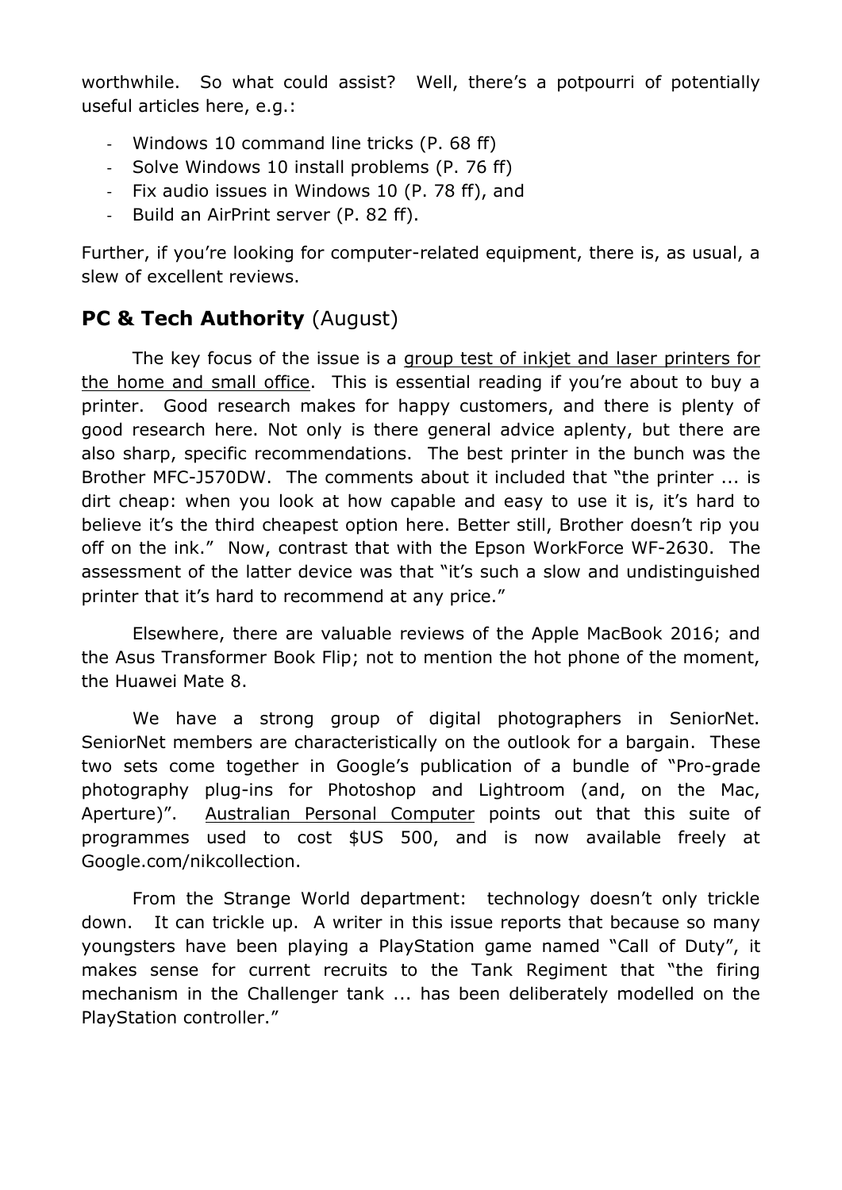worthwhile. So what could assist? Well, there's a potpourri of potentially useful articles here, e.g.:

- Windows 10 command line tricks (P. 68 ff)
- Solve Windows 10 install problems (P. 76 ff)
- Fix audio issues in Windows 10 (P. 78 ff), and
- Build an AirPrint server (P. 82 ff).

Further, if you're looking for computer-related equipment, there is, as usual, a slew of excellent reviews.

## **PC & Tech Authority** (August)

The key focus of the issue is a group test of inkjet and laser printers for the home and small office. This is essential reading if you're about to buy a printer. Good research makes for happy customers, and there is plenty of good research here. Not only is there general advice aplenty, but there are also sharp, specific recommendations. The best printer in the bunch was the Brother MFC-J570DW. The comments about it included that "the printer ... is dirt cheap: when you look at how capable and easy to use it is, it's hard to believe it's the third cheapest option here. Better still, Brother doesn't rip you off on the ink." Now, contrast that with the Epson WorkForce WF-2630. The assessment of the latter device was that "it's such a slow and undistinguished printer that it's hard to recommend at any price."

Elsewhere, there are valuable reviews of the Apple MacBook 2016; and the Asus Transformer Book Flip; not to mention the hot phone of the moment, the Huawei Mate 8.

We have a strong group of digital photographers in SeniorNet. SeniorNet members are characteristically on the outlook for a bargain. These two sets come together in Google's publication of a bundle of "Pro-grade photography plug-ins for Photoshop and Lightroom (and, on the Mac, Aperture)". Australian Personal Computer points out that this suite of programmes used to cost $US 500, and is now available freely at Google.com/nikcollection.

From the Strange World department: technology doesn't only trickle down. It can trickle up. A writer in this issue reports that because so many youngsters have been playing a PlayStation game named "Call of Duty", it makes sense for current recruits to the Tank Regiment that "the firing mechanism in the Challenger tank ... has been deliberately modelled on the PlayStation controller."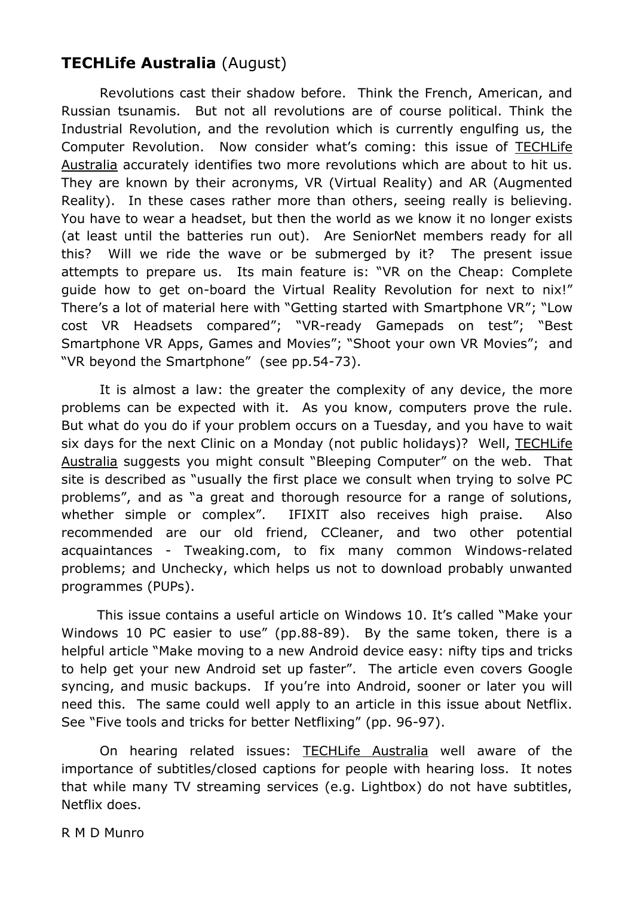## **TECHLife Australia** (August)

Revolutions cast their shadow before. Think the French, American, and Russian tsunamis. But not all revolutions are of course political. Think the Industrial Revolution, and the revolution which is currently engulfing us, the Computer Revolution. Now consider what's coming: this issue of TECHLife Australia accurately identifies two more revolutions which are about to hit us. They are known by their acronyms, VR (Virtual Reality) and AR (Augmented Reality). In these cases rather more than others, seeing really is believing. You have to wear a headset, but then the world as we know it no longer exists (at least until the batteries run out). Are SeniorNet members ready for all this? Will we ride the wave or be submerged by it? The present issue attempts to prepare us. Its main feature is: "VR on the Cheap: Complete guide how to get on-board the Virtual Reality Revolution for next to nix!" There's a lot of material here with "Getting started with Smartphone VR"; "Low cost VR Headsets compared"; "VR-ready Gamepads on test"; "Best Smartphone VR Apps, Games and Movies"; "Shoot your own VR Movies"; and "VR beyond the Smartphone" (see pp.54-73).

It is almost a law: the greater the complexity of any device, the more problems can be expected with it. As you know, computers prove the rule. But what do you do if your problem occurs on a Tuesday, and you have to wait six days for the next Clinic on a Monday (not public holidays)? Well, TECHLife Australia suggests you might consult "Bleeping Computer" on the web. That site is described as "usually the first place we consult when trying to solve PC problems", and as "a great and thorough resource for a range of solutions, whether simple or complex". IFIXIT also receives high praise. Also recommended are our old friend, CCleaner, and two other potential acquaintances - Tweaking.com, to fix many common Windows-related problems; and Unchecky, which helps us not to download probably unwanted programmes (PUPs).

This issue contains a useful article on Windows 10. It's called "Make your Windows 10 PC easier to use" (pp.88-89). By the same token, there is a helpful article "Make moving to a new Android device easy: nifty tips and tricks to help get your new Android set up faster". The article even covers Google syncing, and music backups. If you're into Android, sooner or later you will need this. The same could well apply to an article in this issue about Netflix. See "Five tools and tricks for better Netflixing" (pp. 96-97).

On hearing related issues: TECHLife Australia well aware of the importance of subtitles/closed captions for people with hearing loss. It notes that while many TV streaming services (e.g. Lightbox) do not have subtitles, Netflix does.

R M D Munro